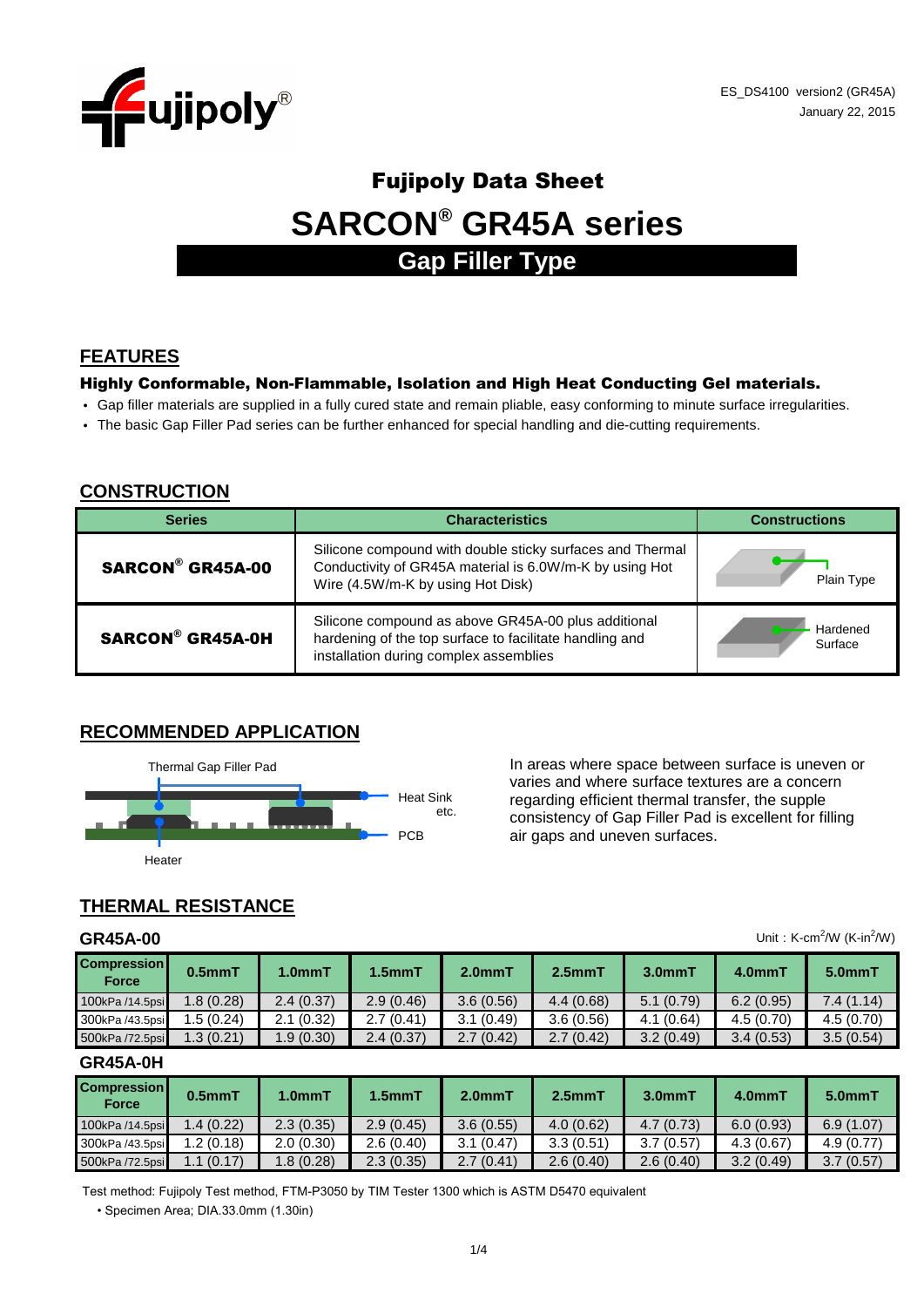ES_DS4100 version2 (GR45A)
January 22, 2015

# Fujipoly Data Sheet

# SARCON® GR45A series

## Gap Filler Type

## FEATURES

### Highly Conformable, Non-Flammable, Isolation and High Heat Conducting Gel materials.

- Gap filler materials are supplied in a fully cured state and remain pliable, easy conforming to minute surface irregularities.
- The basic Gap Filler Pad series can be further enhanced for special handling and die-cutting requirements.

## CONSTRUCTION

| Series | Characteristics | Constructions |
|---|---|---|
| **SARCON® GR45A-00** | Silicone compound with double sticky surfaces and Thermal Conductivity of GR45A material is 6.0W/m-K by using Hot Disk (4.5W/m-K by using Hot Wire) | Plain Type |
| **SARCON® GR45A-0H** | Silicone compound as above GR45A-00 plus additional hardening of the top surface to facilitate handling and installation during complex assemblies | Hardened Surface |

## RECOMMENDED APPLICATION

Thermal Gap Filler Pad

Heat Sink etc.

PCB

Heater

In areas where space between surface is uneven or varies and where surface textures are a concern regarding efficient thermal transfer, the supple consistency of Gap Filler Pad is excellent for filling air gaps and uneven surfaces.

## THERMAL RESISTANCE

Unit : K-cm$^2$/W (K-in$^2$/W)

### GR45A-00

| Compression Force | 0.5mmT | 1.0mmT | 1.5mmT | 2.0mmT | 2.5mmT | 3.0mmT | 4.0mmT | 5.0mmT |
|---|---|---|---|---|---|---|---|---|
| 100kPa /14.5psi | 1.8 (0.28) | 2.4 (0.37) | 2.9 (0.46) | 3.6 (0.56) | 4.4 (0.68) | 5.1 (0.79) | 6.2 (0.95) | 7.4 (1.14) |
| 300kPa /43.5psi | 1.5 (0.24) | 2.1 (0.32) | 2.7 (0.41) | 3.1 (0.49) | 3.6 (0.56) | 4.1 (0.64) | 4.5 (0.70) | 4.5 (0.70) |
| 500kPa /72.5psi | 1.3 (0.21) | 1.9 (0.30) | 2.4 (0.37) | 2.7 (0.42) | 2.7 (0.42) | 3.2 (0.49) | 3.4 (0.53) | 3.5 (0.54) |

### GR45A-0H

| Compression Force | 0.5mmT | 1.0mmT | 1.5mmT | 2.0mmT | 2.5mmT | 3.0mmT | 4.0mmT | 5.0mmT |
|---|---|---|---|---|---|---|---|---|
| 100kPa /14.5psi | 1.4 (0.22) | 2.3 (0.35) | 2.9 (0.45) | 3.6 (0.55) | 4.0 (0.62) | 4.7 (0.73) | 6.0 (0.93) | 6.9 (1.07) |
| 300kPa /43.5psi | 1.2 (0.18) | 2.0 (0.30) | 2.6 (0.40) | 3.1 (0.47) | 3.3 (0.51) | 3.7 (0.57) | 4.3 (0.67) | 4.9 (0.77) |
| 500kPa /72.5psi | 1.1 (0.17) | 1.8 (0.28) | 2.3 (0.35) | 2.7 (0.41) | 2.6 (0.40) | 2.6 (0.40) | 3.2 (0.49) | 3.7 (0.57) |

Test method: Fujipoly Test method, FTM-P3050 by TIM Tester 1300 which is ASTM D5470 equivalent

- Specimen Area; DIA.33.0mm (1.30in)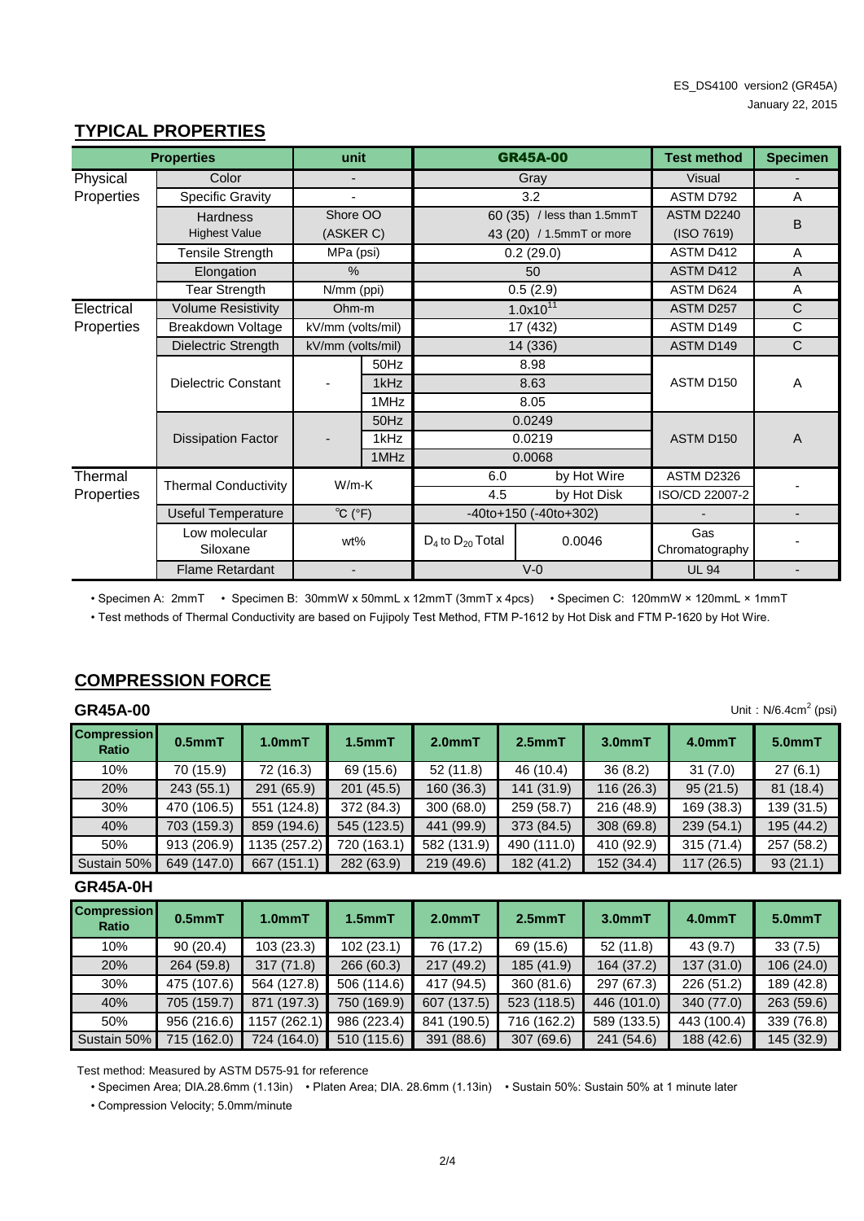ES_DS4100 version2 (GR45A)
January 22, 2015

## TYPICAL PROPERTIES

| Properties | | unit | | GR45A-00 | | Test method | Specimen |
|---|---|---|---|---|---|---|---|
| Physical Properties | Color | - | | Gray | | Visual | - |
| | Specific Gravity | - | | 3.2 | | ASTM D792 | A |
| | Hardness Highest Value | Shore OO (ASKER C) | | 60 (35) / less than 1.5mmT<br>43 (20) / 1.5mmT or more | | ASTM D2240 (ISO 7619) | B |
| | Tensile Strength | MPa (psi) | | 0.2 (29.0) | | ASTM D412 | A |
| | Elongation | % | | 50 | | ASTM D412 | A |
| | Tear Strength | N/mm (ppi) | | 0.5 (2.9) | | ASTM D624 | A |
| Electrical Properties | Volume Resistivity | Ohm-m | | $1.0x10^{11}$ | | ASTM D257 | C |
| | Breakdown Voltage | kV/mm (volts/mil) | | 17 (432) | | ASTM D149 | C |
| | Dielectric Strength | kV/mm (volts/mil) | | 14 (336) | | ASTM D149 | C |
| | Dielectric Constant | - | 50Hz | 8.98 | | ASTM D150 | A |
| | | | 1kHz | 8.63 | | | |
| | | | 1MHz | 8.05 | | | |
| | Dissipation Factor | - | 50Hz | 0.0249 | | ASTM D150 | A |
| | | | 1kHz | 0.0219 | | | |
| | | | 1MHz | 0.0068 | | | |
| Thermal Properties | Thermal Conductivity | W/m-K | | 6.0 | by Hot Wire | ASTM D2326 | - |
| | | | | 4.5 | by Hot Disk | ISO/CD 22007-2 | |
| | Useful Temperature | ℃ (°F) | | -40to+150 (-40to+302) | | - | - |
| | Low molecular Siloxane | wt% | | $D_4$ to $D_{20}$ Total | 0.0046 | Gas Chromatography | - |
| | Flame Retardant | - | | V-0 | | UL 94 | - |

• Specimen A: 2mmT • Specimen B: 30mmW x 50mmL x 12mmT (3mmT x 4pcs) • Specimen C: 120mmW × 120mmL × 1mmT

• Test methods of Thermal Conductivity are based on Fujipoly Test Method, FTM P-1612 by Hot Disk and FTM P-1620 by Hot Wire.

## COMPRESSION FORCE

### GR45A-00

Unit：N/6.4cm$^2$ (psi)

| Compression Ratio | 0.5mmT | 1.0mmT | 1.5mmT | 2.0mmT | 2.5mmT | 3.0mmT | 4.0mmT | 5.0mmT |
|---|---|---|---|---|---|---|---|---|
| 10% | 70 (15.9) | 72 (16.3) | 69 (15.6) | 52 (11.8) | 46 (10.4) | 36 (8.2) | 31 (7.0) | 27 (6.1) |
| 20% | 243 (55.1) | 291 (65.9) | 201 (45.5) | 160 (36.3) | 141 (31.9) | 116 (26.3) | 95 (21.5) | 81 (18.4) |
| 30% | 470 (106.5) | 551 (124.8) | 372 (84.3) | 300 (68.0) | 259 (58.7) | 216 (48.9) | 169 (38.3) | 139 (31.5) |
| 40% | 703 (159.3) | 859 (194.6) | 545 (123.5) | 441 (99.9) | 373 (84.5) | 308 (69.8) | 239 (54.1) | 195 (44.2) |
| 50% | 913 (206.9) | 1135 (257.2) | 720 (163.1) | 582 (131.9) | 490 (111.0) | 410 (92.9) | 315 (71.4) | 257 (58.2) |
| Sustain 50% | 649 (147.0) | 667 (151.1) | 282 (63.9) | 219 (49.6) | 182 (41.2) | 152 (34.4) | 117 (26.5) | 93 (21.1) |

### GR45A-0H

| Compression Ratio | 0.5mmT | 1.0mmT | 1.5mmT | 2.0mmT | 2.5mmT | 3.0mmT | 4.0mmT | 5.0mmT |
|---|---|---|---|---|---|---|---|---|
| 10% | 90 (20.4) | 103 (23.3) | 102 (23.1) | 76 (17.2) | 69 (15.6) | 52 (11.8) | 43 (9.7) | 33 (7.5) |
| 20% | 264 (59.8) | 317 (71.8) | 266 (60.3) | 217 (49.2) | 185 (41.9) | 164 (37.2) | 137 (31.0) | 106 (24.0) |
| 30% | 475 (107.6) | 564 (127.8) | 506 (114.6) | 417 (94.5) | 360 (81.6) | 297 (67.3) | 226 (51.2) | 189 (42.8) |
| 40% | 705 (159.7) | 871 (197.3) | 750 (169.9) | 607 (137.5) | 523 (118.5) | 446 (101.0) | 340 (77.0) | 263 (59.6) |
| 50% | 956 (216.6) | 1157 (262.1) | 986 (223.4) | 841 (190.5) | 716 (162.2) | 589 (133.5) | 443 (100.4) | 339 (76.8) |
| Sustain 50% | 715 (162.0) | 724 (164.0) | 510 (115.6) | 391 (88.6) | 307 (69.6) | 241 (54.6) | 188 (42.6) | 145 (32.9) |

Test method: Measured by ASTM D575-91 for reference

• Specimen Area; DIA.28.6mm (1.13in) • Platen Area; DIA. 28.6mm (1.13in) • Sustain 50%: Sustain 50% at 1 minute later

• Compression Velocity; 5.0mm/minute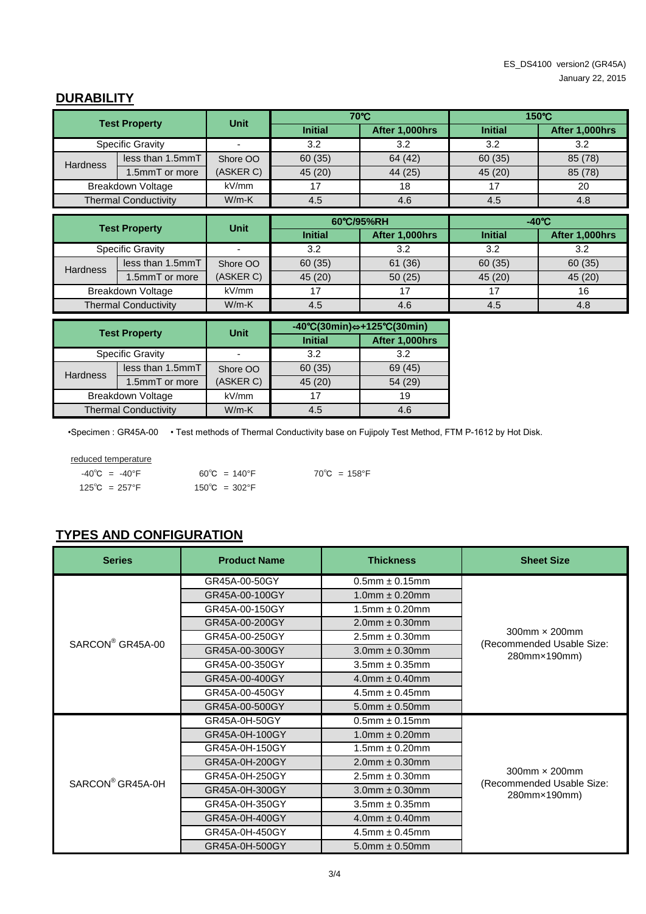## DURABILITY

| Test Property | | Unit | 70℃ | | 150℃ | |
|---|---|---|---|---|---|---|
| | | | Initial | After 1,000hrs | Initial | After 1,000hrs |
| Specific Gravity | | - | 3.2 | 3.2 | 3.2 | 3.2 |
| Hardness | less than 1.5mmT | Shore OO | 60 (35) | 64 (42) | 60 (35) | 85 (78) |
| | 1.5mmT or more | (ASKER C) | 45 (20) | 44 (25) | 45 (20) | 85 (78) |
| Breakdown Voltage | | kV/mm | 17 | 18 | 17 | 20 |
| Thermal Conductivity | | W/m-K | 4.5 | 4.6 | 4.5 | 4.8 |

| Test Property | | Unit | 60℃/95%RH | | -40℃ | |
|---|---|---|---|---|---|---|
| | | | Initial | After 1,000hrs | Initial | After 1,000hrs |
| Specific Gravity | | - | 3.2 | 3.2 | 3.2 | 3.2 |
| Hardness | less than 1.5mmT | Shore OO | 60 (35) | 61 (36) | 60 (35) | 60 (35) |
| | 1.5mmT or more | (ASKER C) | 45 (20) | 50 (25) | 45 (20) | 45 (20) |
| Breakdown Voltage | | kV/mm | 17 | 17 | 17 | 16 |
| Thermal Conductivity | | W/m-K | 4.5 | 4.6 | 4.5 | 4.8 |

| Test Property | | Unit | -40℃(30min)⇔+125℃(30min) | |
|---|---|---|---|---|
| | | | Initial | After 1,000hrs |
| Specific Gravity | | - | 3.2 | 3.2 |
| Hardness | less than 1.5mmT | Shore OO | 60 (35) | 69 (45) |
| | 1.5mmT or more | (ASKER C) | 45 (20) | 54 (29) |
| Breakdown Voltage | | kV/mm | 17 | 19 |
| Thermal Conductivity | | W/m-K | 4.5 | 4.6 |

•Specimen : GR45A-00 • Test methods of Thermal Conductivity base on Fujipoly Test Method, FTM P-1612 by Hot Disk.

reduced temperature

-40℃ = -40°F 60℃ = 140°F 70℃ = 158°F

125℃ = 257°F 150℃ = 302°F

## TYPES AND CONFIGURATION

| Series | Product Name | Thickness | Sheet Size |
|---|---|---|---|
| SARCON® GR45A-00 | GR45A-00-50GY | 0.5mm ± 0.15mm | 300mm × 200mm (Recommended Usable Size: 280mm×190mm) |
| | GR45A-00-100GY | 1.0mm ± 0.20mm | |
| | GR45A-00-150GY | 1.5mm ± 0.20mm | |
| | GR45A-00-200GY | 2.0mm ± 0.30mm | |
| | GR45A-00-250GY | 2.5mm ± 0.30mm | |
| | GR45A-00-300GY | 3.0mm ± 0.30mm | |
| | GR45A-00-350GY | 3.5mm ± 0.35mm | |
| | GR45A-00-400GY | 4.0mm ± 0.40mm | |
| | GR45A-00-450GY | 4.5mm ± 0.45mm | |
| | GR45A-00-500GY | 5.0mm ± 0.50mm | |
| SARCON® GR45A-0H | GR45A-0H-50GY | 0.5mm ± 0.15mm | 300mm × 200mm (Recommended Usable Size: 280mm×190mm) |
| | GR45A-0H-100GY | 1.0mm ± 0.20mm | |
| | GR45A-0H-150GY | 1.5mm ± 0.20mm | |
| | GR45A-0H-200GY | 2.0mm ± 0.30mm | |
| | GR45A-0H-250GY | 2.5mm ± 0.30mm | |
| | GR45A-0H-300GY | 3.0mm ± 0.30mm | |
| | GR45A-0H-350GY | 3.5mm ± 0.35mm | |
| | GR45A-0H-400GY | 4.0mm ± 0.40mm | |
| | GR45A-0H-450GY | 4.5mm ± 0.45mm | |
| | GR45A-0H-500GY | 5.0mm ± 0.50mm | |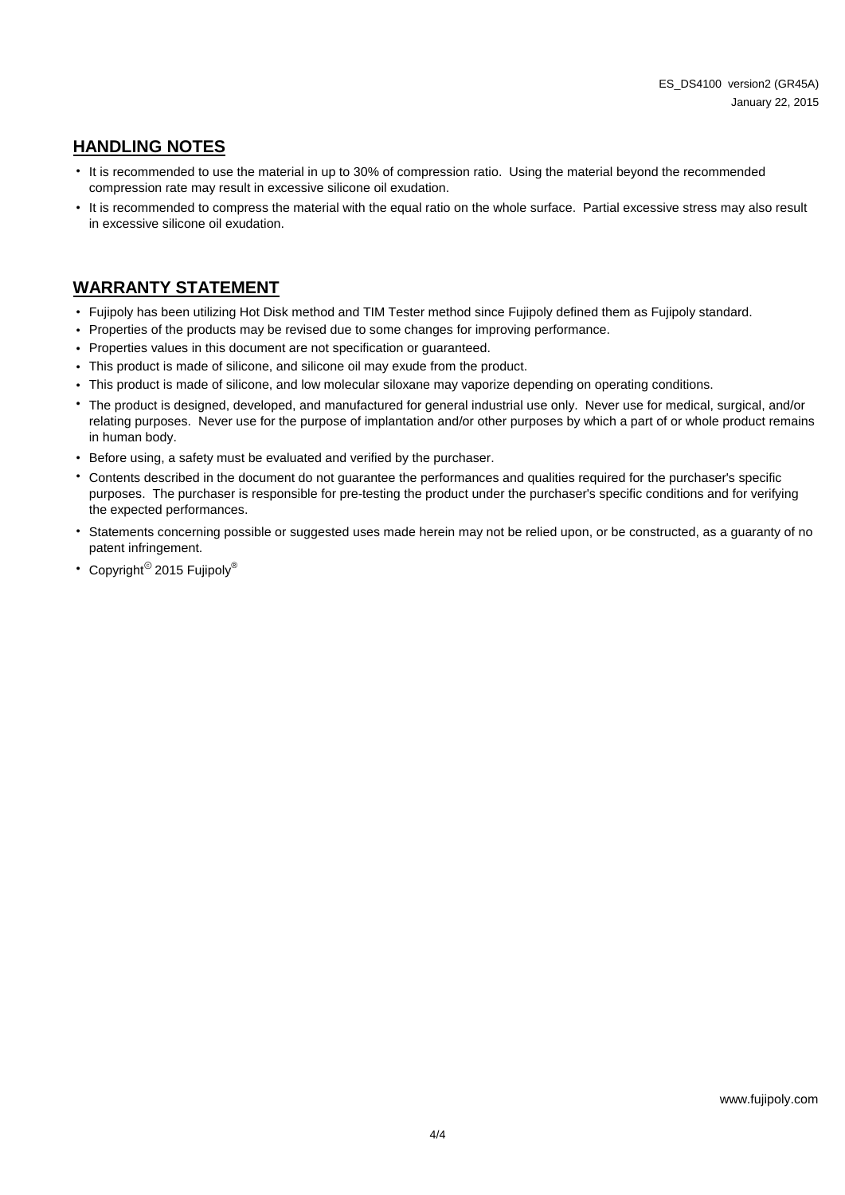## HANDLING NOTES

- It is recommended to use the material in up to 30% of compression ratio. Using the material beyond the recommended compression rate may result in excessive silicone oil exudation.
- It is recommended to compress the material with the equal ratio on the whole surface. Partial excessive stress may also result in excessive silicone oil exudation.

## WARRANTY STATEMENT

- Fujipoly has been utilizing Hot Disk method and TIM Tester method since Fujipoly defined them as Fujipoly standard.
- Properties of the products may be revised due to some changes for improving performance.
- Properties values in this document are not specification or guaranteed.
- This product is made of silicone, and silicone oil may exude from the product.
- This product is made of silicone, and low molecular siloxane may vaporize depending on operating conditions.
- The product is designed, developed, and manufactured for general industrial use only. Never use for medical, surgical, and/or relating purposes. Never use for the purpose of implantation and/or other purposes by which a part of or whole product remains in human body.
- Before using, a safety must be evaluated and verified by the purchaser.
- Contents described in the document do not guarantee the performances and qualities required for the purchaser's specific purposes. The purchaser is responsible for pre-testing the product under the purchaser's specific conditions and for verifying the expected performances.
- Statements concerning possible or suggested uses made herein may not be relied upon, or be constructed, as a guaranty of no patent infringement.
- Copyright© 2015 Fujipoly®

www.fujipoly.com